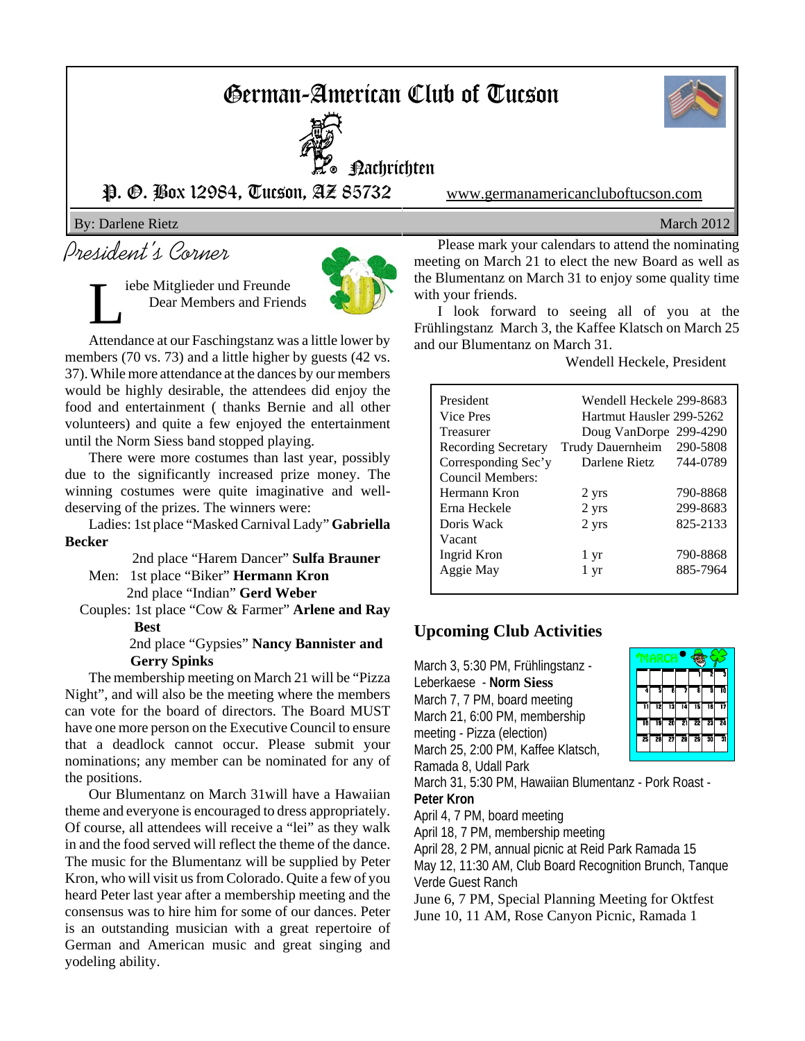# German-American Club of Tucson

Nachrichten

P. O. Box 12984, Tucson, AZ 85732

www.germanamericancluboftucson.com

By: Darlene Rietz

March 2012

## President's Corner

Liebe Mitglieder und Freunde
Dear Members and Friends

Attendance at our Faschingstanz was a little lower by members (70 vs. 73) and a little higher by guests (42 vs. 37). While more attendance at the dances by our members would be highly desirable, the attendees did enjoy the food and entertainment ( thanks Bernie and all other volunteers) and quite a few enjoyed the entertainment until the Norm Siess band stopped playing.

There were more costumes than last year, possibly due to the significantly increased prize money. The winning costumes were quite imaginative and well-deserving of the prizes. The winners were:

Ladies: 1st place "Masked Carnival Lady" **Gabriella Becker**

2nd place "Harem Dancer" **Sulfa Brauner**

Men: 1st place "Biker" **Hermann Kron**

2nd place "Indian" **Gerd Weber**

Couples: 1st place "Cow & Farmer" **Arlene and Ray Best**

2nd place "Gypsies" **Nancy Bannister and Gerry Spinks**

The membership meeting on March 21 will be "Pizza Night", and will also be the meeting where the members can vote for the board of directors. The Board MUST have one more person on the Executive Council to ensure that a deadlock cannot occur. Please submit your nominations; any member can be nominated for any of the positions.

Our Blumentanz on March 31will have a Hawaiian theme and everyone is encouraged to dress appropriately. Of course, all attendees will receive a "lei" as they walk in and the food served will reflect the theme of the dance. The music for the Blumentanz will be supplied by Peter Kron, who will visit us from Colorado. Quite a few of you heard Peter last year after a membership meeting and the consensus was to hire him for some of our dances. Peter is an outstanding musician with a great repertoire of German and American music and great singing and yodeling ability.

Please mark your calendars to attend the nominating meeting on March 21 to elect the new Board as well as the Blumentanz on March 31 to enjoy some quality time with your friends.

I look forward to seeing all of you at the Frühlingstanz March 3, the Kaffee Klatsch on March 25 and our Blumentanz on March 31.

Wendell Heckele, President

| | | |
|---|---|---|
| President | Wendell Heckele | 299-8683 |
| Vice Pres | Hartmut Hausler | 299-5262 |
| Treasurer | Doug VanDorpe | 299-4290 |
| Recording Secretary | Trudy Dauernheim | 290-5808 |
| Corresponding Sec'y | Darlene Rietz | 744-0789 |
| Council Members: | | |
| Hermann Kron | 2 yrs | 790-8868 |
| Erna Heckele | 2 yrs | 299-8683 |
| Doris Wack | 2 yrs | 825-2133 |
| Vacant | | |
| Ingrid Kron | 1 yr | 790-8868 |
| Aggie May | 1 yr | 885-7964 |

## Upcoming Club Activities

March 3, 5:30 PM, Frühlingstanz - Leberkaese - **Norm Siess**
March 7, 7 PM, board meeting
March 21, 6:00 PM, membership meeting - Pizza (election)
March 25, 2:00 PM, Kaffee Klatsch, Ramada 8, Udall Park
March 31, 5:30 PM, Hawaiian Blumentanz - Pork Roast - **Peter Kron**
April 4, 7 PM, board meeting
April 18, 7 PM, membership meeting
April 28, 2 PM, annual picnic at Reid Park Ramada 15
May 12, 11:30 AM, Club Board Recognition Brunch, Tanque Verde Guest Ranch
June 6, 7 PM, Special Planning Meeting for Oktfest
June 10, 11 AM, Rose Canyon Picnic, Ramada 1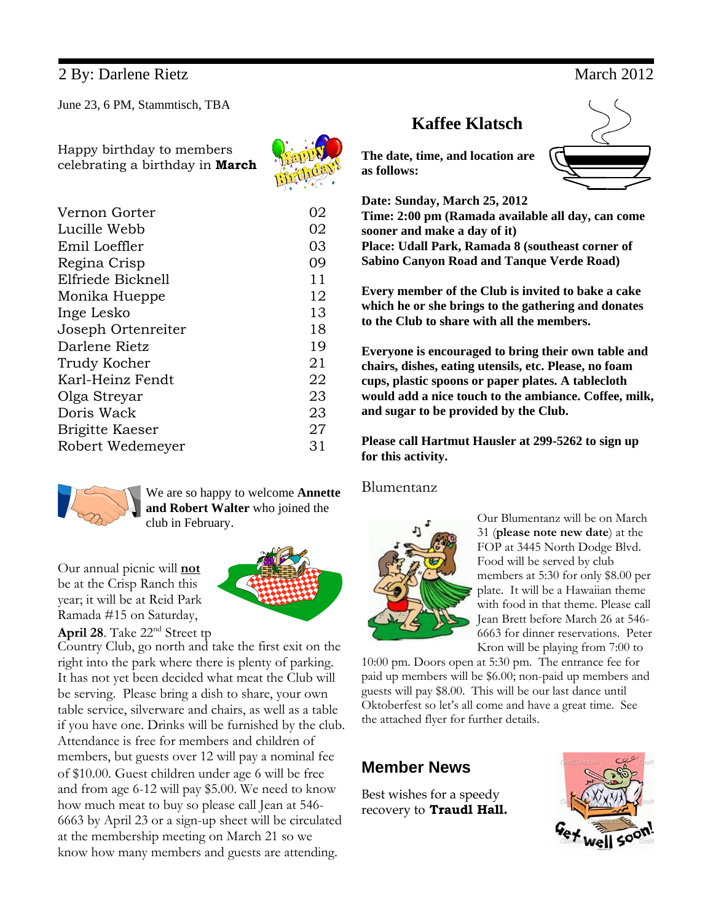June 23, 6 PM, Stammtisch, TBA

Happy birthday to members celebrating a birthday in **March**

| | |
|---|---|
| Vernon Gorter | 02 |
| Lucille Webb | 02 |
| Emil Loeffler | 03 |
| Regina Crisp | 09 |
| Elfriede Bicknell | 11 |
| Monika Hueppe | 12 |
| Inge Lesko | 13 |
| Joseph Ortenreiter | 18 |
| Darlene Rietz | 19 |
| Trudy Kocher | 21 |
| Karl-Heinz Fendt | 22 |
| Olga Streyar | 23 |
| Doris Wack | 23 |
| Brigitte Kaeser | 27 |
| Robert Wedemeyer | 31 |

We are so happy to welcome **Annette and Robert Walter** who joined the club in February.

Our annual picnic will **not** be at the Crisp Ranch this year; it will be at Reid Park Ramada #15 on Saturday, **April 28**. Take 22nd Street tp Country Club, go north and take the first exit on the right into the park where there is plenty of parking. It has not yet been decided what meat the Club will be serving. Please bring a dish to share, your own table service, silverware and chairs, as well as a table if you have one. Drinks will be furnished by the club. Attendance is free for members and children of members, but guests over 12 will pay a nominal fee of $10.00. Guest children under age 6 will be free and from age 6-12 will pay $5.00. We need to know how much meat to buy so please call Jean at 546-6663 by April 23 or a sign-up sheet will be circulated at the membership meeting on March 21 so we know how many members and guests are attending.

## Kaffee Klatsch

**The date, time, and location are as follows:**

**Date: Sunday, March 25, 2012**
**Time: 2:00 pm (Ramada available all day, can come sooner and make a day of it)**
**Place: Udall Park, Ramada 8 (southeast corner of Sabino Canyon Road and Tanque Verde Road)**

**Every member of the Club is invited to bake a cake which he or she brings to the gathering and donates to the Club to share with all the members.**

**Everyone is encouraged to bring their own table and chairs, dishes, eating utensils, etc. Please, no foam cups, plastic spoons or paper plates. A tablecloth would add a nice touch to the ambiance. Coffee, milk, and sugar to be provided by the Club.**

**Please call Hartmut Hausler at 299-5262 to sign up for this activity.**

## Blumentanz

Our Blumentanz will be on March 31 (**please note new date**) at the FOP at 3445 North Dodge Blvd. Food will be served by club members at 5:30 for only $8.00 per plate. It will be a Hawaiian theme with food in that theme. Please call Jean Brett before March 26 at 546-6663 for dinner reservations. Peter Kron will be playing from 7:00 to 10:00 pm. Doors open at 5:30 pm. The entrance fee for paid up members will be $6.00; non-paid up members and guests will pay $8.00. This will be our last dance until Oktoberfest so let's all come and have a great time. See the attached flyer for further details.

## Member News

Best wishes for a speedy recovery to **Traudl Hall.**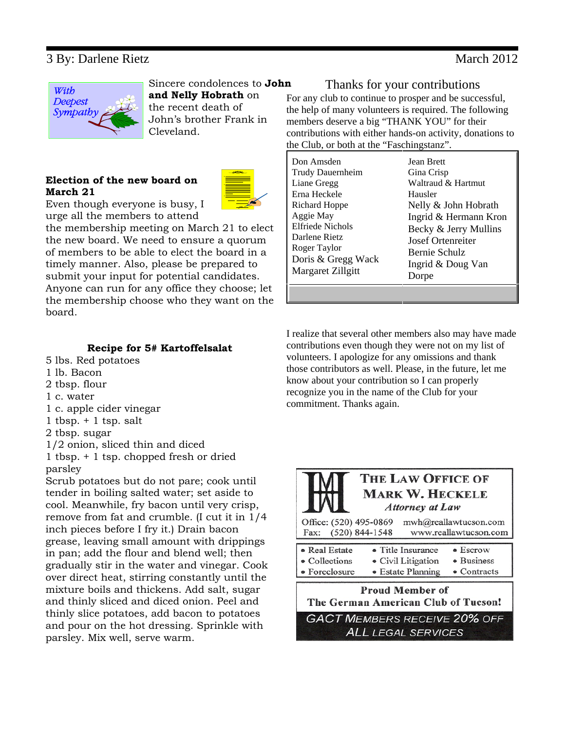Sincere condolences to **John and Nelly Hobrath** on the recent death of John's brother Frank in Cleveland.

**Election of the new board on March 21**

Even though everyone is busy, I urge all the members to attend the membership meeting on March 21 to elect the new board. We need to ensure a quorum of members to be able to elect the board in a timely manner. Also, please be prepared to submit your input for potential candidates. Anyone can run for any office they choose; let the membership choose who they want on the board.

**Recipe for 5# Kartoffelsalat**

5 lbs. Red potatoes
1 lb. Bacon
2 tbsp. flour
1 c. water
1 c. apple cider vinegar
1 tbsp. + 1 tsp. salt
2 tbsp. sugar
1/2 onion, sliced thin and diced
1 tbsp. + 1 tsp. chopped fresh or dried parsley

Scrub potatoes but do not pare; cook until tender in boiling salted water; set aside to cool. Meanwhile, fry bacon until very crisp, remove from fat and crumble. (I cut it in 1/4 inch pieces before I fry it.) Drain bacon grease, leaving small amount with drippings in pan; add the flour and blend well; then gradually stir in the water and vinegar. Cook over direct heat, stirring constantly until the mixture boils and thickens. Add salt, sugar and thinly sliced and diced onion. Peel and thinly slice potatoes, add bacon to potatoes and pour on the hot dressing. Sprinkle with parsley. Mix well, serve warm.

## Thanks for your contributions

For any club to continue to prosper and be successful, the help of many volunteers is required. The following members deserve a big "THANK YOU" for their contributions with either hands-on activity, donations to the Club, or both at the "Faschingstanz".

| | |
|---|---|
| Don Amsden | Jean Brett |
| Trudy Dauernheim | Gina Crisp |
| Liane Gregg | Waltraud & Hartmut Hausler |
| Erna Heckele | Nelly & John Hobrath |
| Richard Hoppe | Ingrid & Hermann Kron |
| Aggie May | Becky & Jerry Mullins |
| Elfriede Nichols | Josef Ortenreiter |
| Darlene Rietz | Bernie Schulz |
| Roger Taylor | Ingrid & Doug Van Dorpe |
| Doris & Gregg Wack | |
| Margaret Zillgitt | |

I realize that several other members also may have made contributions even though they were not on my list of volunteers. I apologize for any omissions and thank those contributors as well. Please, in the future, let me know about your contribution so I can properly recognize you in the name of the Club for your commitment. Thanks again.

**THE LAW OFFICE OF MARK W. HECKELE**
*Attorney at Law*

Office: (520) 495-0869 mwh@reallawtucson.com
Fax: (520) 844-1548 www.reallawtucson.com

- Real Estate
- Collections
- Foreclosure
- Title Insurance
- Civil Litigation
- Estate Planning
- Escrow
- Business
- Contracts

**Proud Member of The German American Club of Tucson!**

GACT MEMBERS RECEIVE 20% OFF ALL LEGAL SERVICES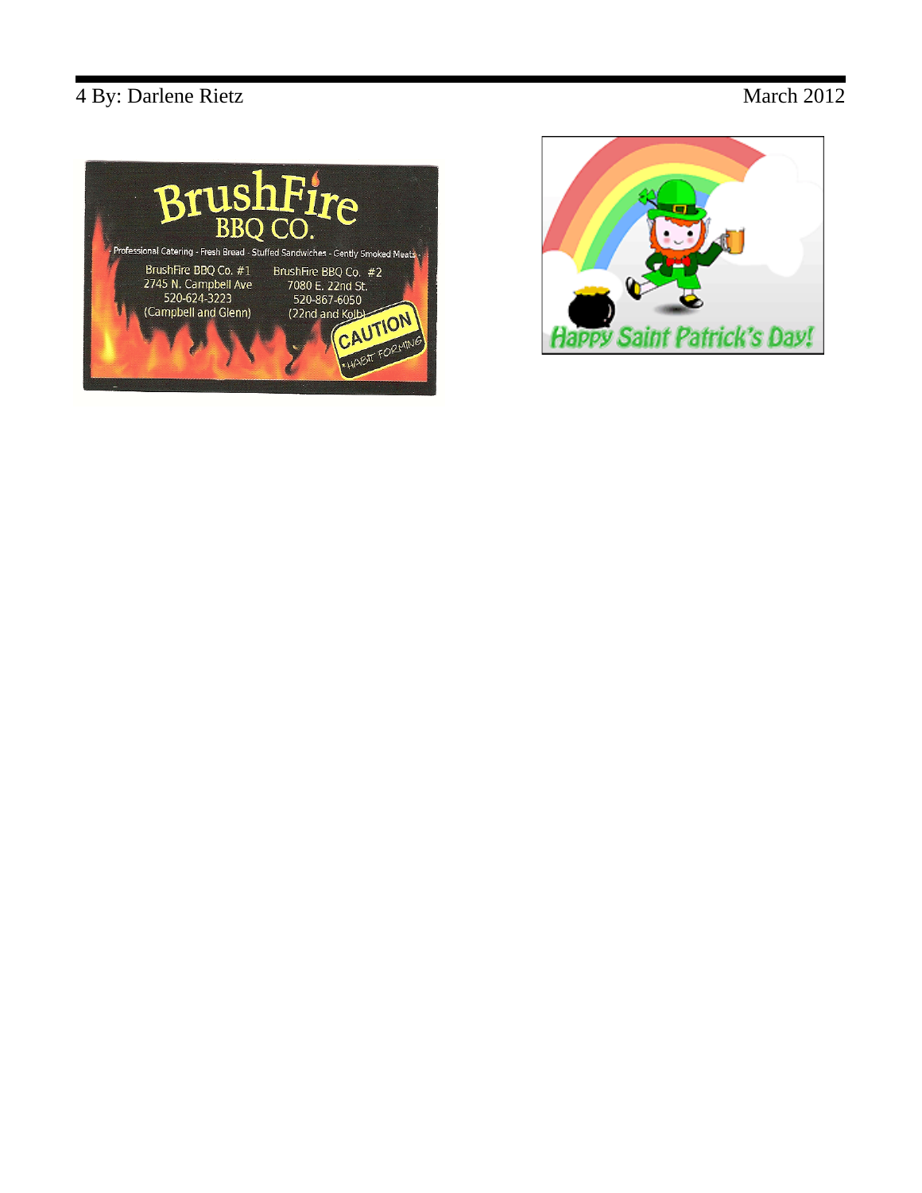BrushFire

BBQ CO.

- Professional Catering - Fresh Bread - Stuffed Sandwiches - Gently Smoked Meats -

BrushFire BBQ Co. #1
2745 N. Campbell Ave
520-624-3223
(Campbell and Glenn)

BrushFire BBQ Co. #2
7080 E. 22nd St.
520-867-6050
(22nd and Kolb)

CAUTION
*HABIT FORMING

Happy Saint Patrick's Day!